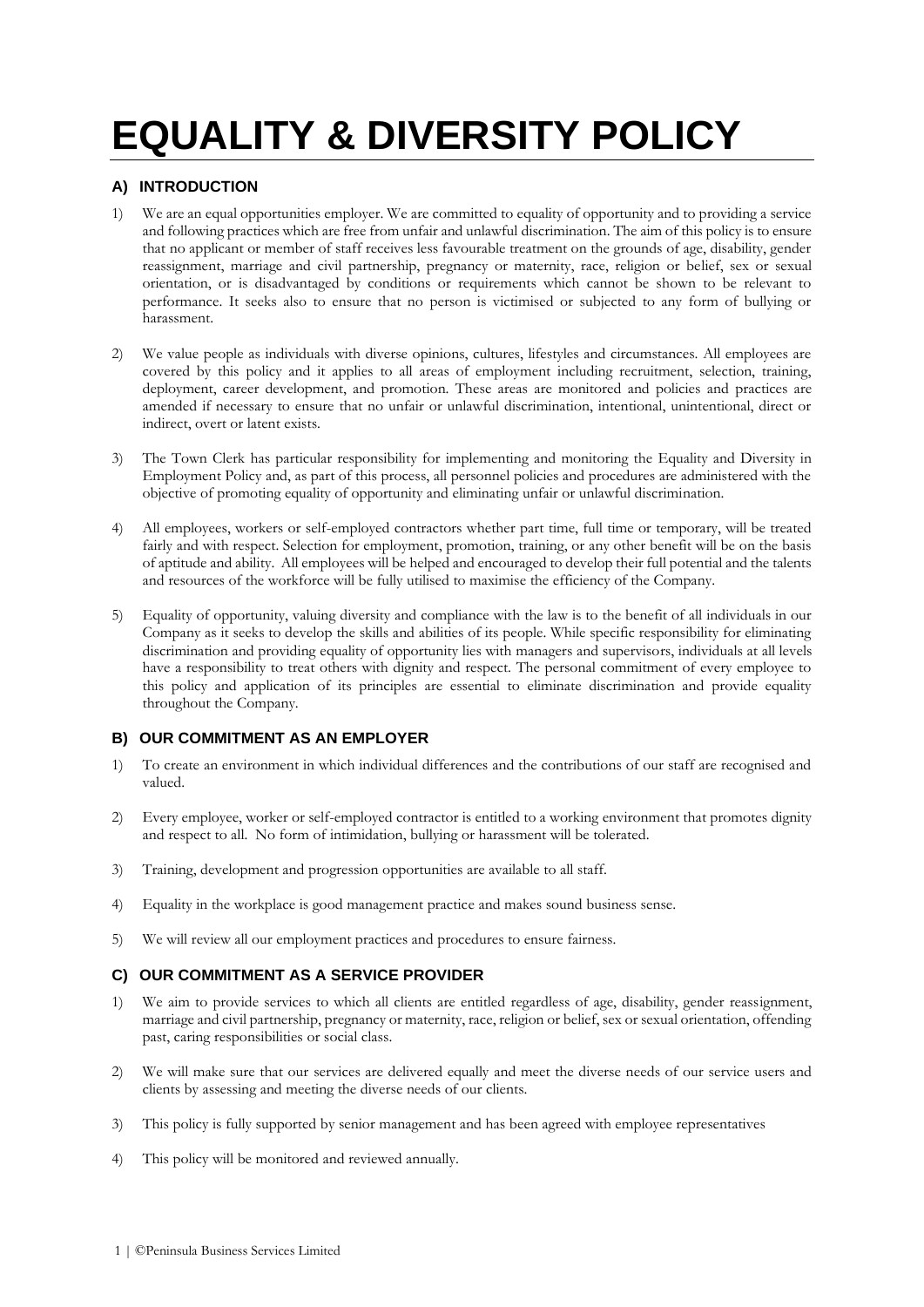# EQUALITY & DIVERSITY POLICY

## A) INTRODUCTION

1) We are an equal opportunities employer. We are committed to equality of opportunity and to providing a service and following practices which are free from unfair and unlawful discrimination. The aim of this policy is to ensure that no applicant or member of staff receives less favourable treatment on the grounds of age, disability, gender reassignment, marriage and civil partnership, pregnancy or maternity, race, religion or belief, sex or sexual orientation, or is disadvantaged by conditions or requirements which cannot be shown to be relevant to performance. It seeks also to ensure that no person is victimised or subjected to any form of bullying or harassment.

2) We value people as individuals with diverse opinions, cultures, lifestyles and circumstances. All employees are covered by this policy and it applies to all areas of employment including recruitment, selection, training, deployment, career development, and promotion. These areas are monitored and policies and practices are amended if necessary to ensure that no unfair or unlawful discrimination, intentional, unintentional, direct or indirect, overt or latent exists.

3) The Town Clerk has particular responsibility for implementing and monitoring the Equality and Diversity in Employment Policy and, as part of this process, all personnel policies and procedures are administered with the objective of promoting equality of opportunity and eliminating unfair or unlawful discrimination.

4) All employees, workers or self-employed contractors whether part time, full time or temporary, will be treated fairly and with respect. Selection for employment, promotion, training, or any other benefit will be on the basis of aptitude and ability. All employees will be helped and encouraged to develop their full potential and the talents and resources of the workforce will be fully utilised to maximise the efficiency of the Company.

5) Equality of opportunity, valuing diversity and compliance with the law is to the benefit of all individuals in our Company as it seeks to develop the skills and abilities of its people. While specific responsibility for eliminating discrimination and providing equality of opportunity lies with managers and supervisors, individuals at all levels have a responsibility to treat others with dignity and respect. The personal commitment of every employee to this policy and application of its principles are essential to eliminate discrimination and provide equality throughout the Company.

## B) OUR COMMITMENT AS AN EMPLOYER

1) To create an environment in which individual differences and the contributions of our staff are recognised and valued.

2) Every employee, worker or self-employed contractor is entitled to a working environment that promotes dignity and respect to all. No form of intimidation, bullying or harassment will be tolerated.

3) Training, development and progression opportunities are available to all staff.

4) Equality in the workplace is good management practice and makes sound business sense.

5) We will review all our employment practices and procedures to ensure fairness.

## C) OUR COMMITMENT AS A SERVICE PROVIDER

1) We aim to provide services to which all clients are entitled regardless of age, disability, gender reassignment, marriage and civil partnership, pregnancy or maternity, race, religion or belief, sex or sexual orientation, offending past, caring responsibilities or social class.

2) We will make sure that our services are delivered equally and meet the diverse needs of our service users and clients by assessing and meeting the diverse needs of our clients.

3) This policy is fully supported by senior management and has been agreed with employee representatives

4) This policy will be monitored and reviewed annually.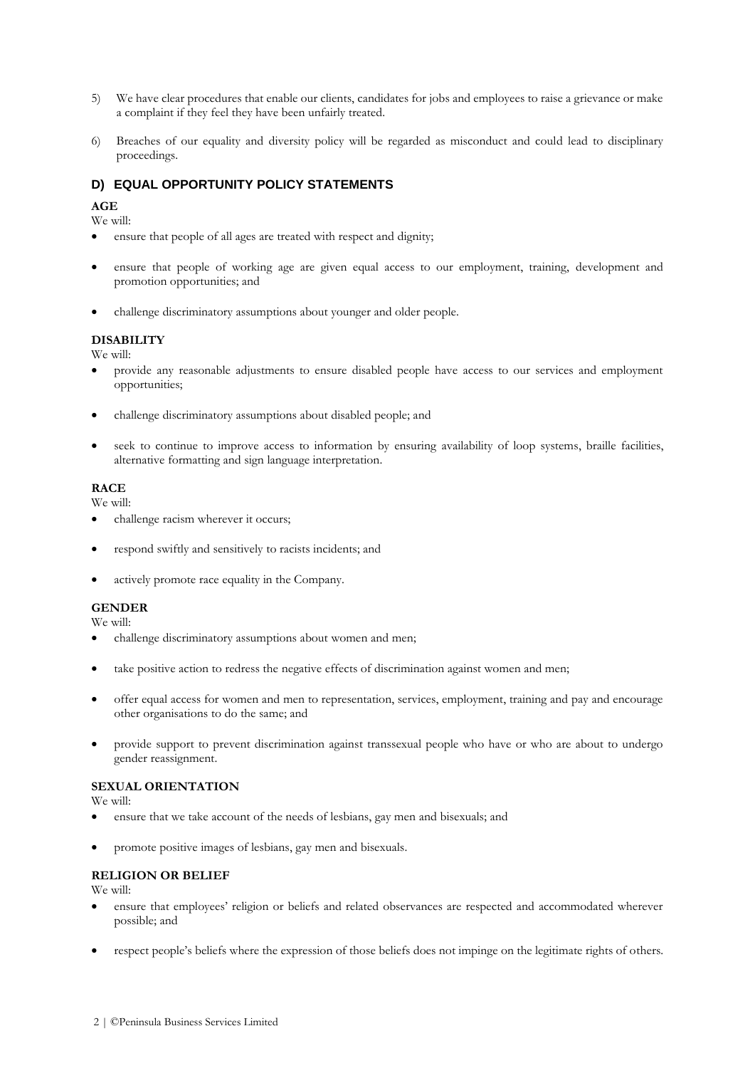5) We have clear procedures that enable our clients, candidates for jobs and employees to raise a grievance or make a complaint if they feel they have been unfairly treated.

6) Breaches of our equality and diversity policy will be regarded as misconduct and could lead to disciplinary proceedings.

## D) EQUAL OPPORTUNITY POLICY STATEMENTS

**AGE**

We will:

- ensure that people of all ages are treated with respect and dignity;
- ensure that people of working age are given equal access to our employment, training, development and promotion opportunities; and
- challenge discriminatory assumptions about younger and older people.

**DISABILITY**

We will:

- provide any reasonable adjustments to ensure disabled people have access to our services and employment opportunities;
- challenge discriminatory assumptions about disabled people; and
- seek to continue to improve access to information by ensuring availability of loop systems, braille facilities, alternative formatting and sign language interpretation.

**RACE**

We will:

- challenge racism wherever it occurs;
- respond swiftly and sensitively to racists incidents; and
- actively promote race equality in the Company.

**GENDER**

We will:

- challenge discriminatory assumptions about women and men;
- take positive action to redress the negative effects of discrimination against women and men;
- offer equal access for women and men to representation, services, employment, training and pay and encourage other organisations to do the same; and
- provide support to prevent discrimination against transsexual people who have or who are about to undergo gender reassignment.

**SEXUAL ORIENTATION**

We will:

- ensure that we take account of the needs of lesbians, gay men and bisexuals; and
- promote positive images of lesbians, gay men and bisexuals.

**RELIGION OR BELIEF**

We will:

- ensure that employees' religion or beliefs and related observances are respected and accommodated wherever possible; and
- respect people's beliefs where the expression of those beliefs does not impinge on the legitimate rights of others.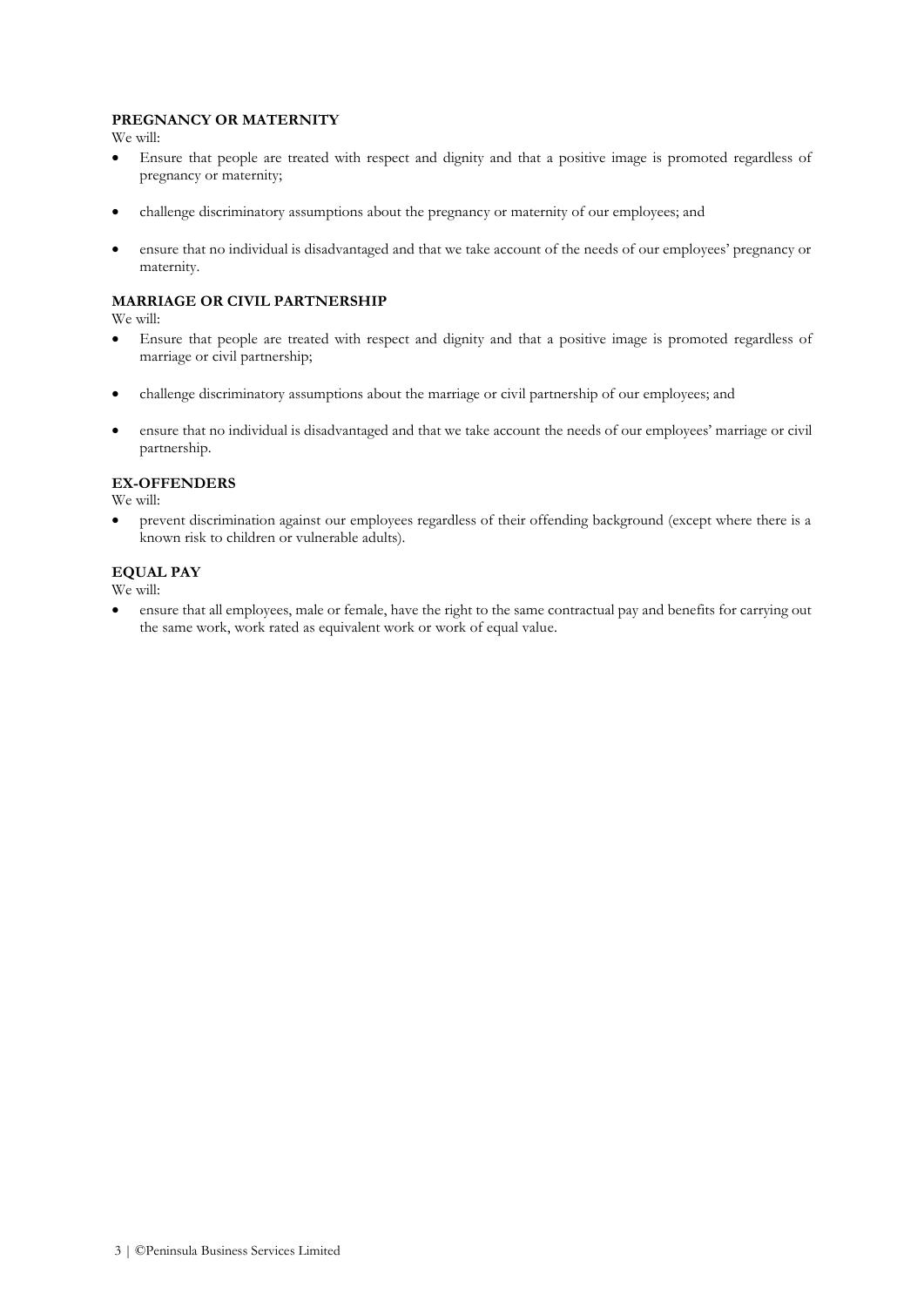**PREGNANCY OR MATERNITY**

We will:

- Ensure that people are treated with respect and dignity and that a positive image is promoted regardless of pregnancy or maternity;
- challenge discriminatory assumptions about the pregnancy or maternity of our employees; and
- ensure that no individual is disadvantaged and that we take account of the needs of our employees' pregnancy or maternity.

**MARRIAGE OR CIVIL PARTNERSHIP**

We will:

- Ensure that people are treated with respect and dignity and that a positive image is promoted regardless of marriage or civil partnership;
- challenge discriminatory assumptions about the marriage or civil partnership of our employees; and
- ensure that no individual is disadvantaged and that we take account the needs of our employees' marriage or civil partnership.

**EX-OFFENDERS**

We will:

- prevent discrimination against our employees regardless of their offending background (except where there is a known risk to children or vulnerable adults).

**EQUAL PAY**

We will:

- ensure that all employees, male or female, have the right to the same contractual pay and benefits for carrying out the same work, work rated as equivalent work or work of equal value.